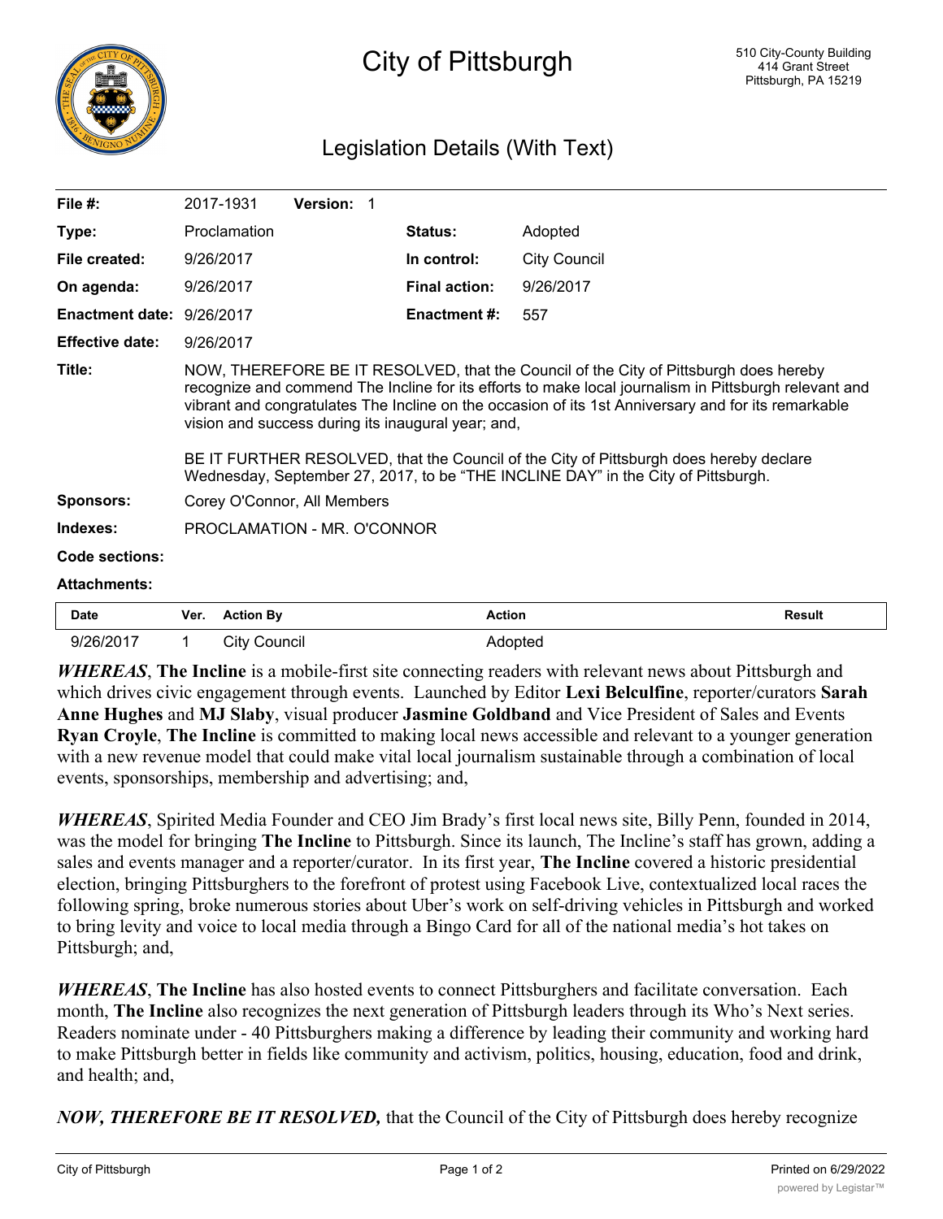# City of Pittsburgh

510 City-County Building
414 Grant Street
Pittsburgh, PA 15219

## Legislation Details (With Text)

| | | | |
|---|---|---|---|
| **File #:** | 2017-1931 **Version:** 1 | | |
| **Type:** | Proclamation | **Status:** | Adopted |
| **File created:** | 9/26/2017 | **In control:** | City Council |
| **On agenda:** | 9/26/2017 | **Final action:** | 9/26/2017 |
| **Enactment date:** | 9/26/2017 | **Enactment #:** | 557 |
| **Effective date:** | 9/26/2017 | | |

**Title:** NOW, THEREFORE BE IT RESOLVED, that the Council of the City of Pittsburgh does hereby recognize and commend The Incline for its efforts to make local journalism in Pittsburgh relevant and vibrant and congratulates The Incline on the occasion of its 1st Anniversary and for its remarkable vision and success during its inaugural year; and,

BE IT FURTHER RESOLVED, that the Council of the City of Pittsburgh does hereby declare Wednesday, September 27, 2017, to be "THE INCLINE DAY" in the City of Pittsburgh.

**Sponsors:** Corey O'Connor, All Members

**Indexes:** PROCLAMATION - MR. O'CONNOR

**Code sections:**

**Attachments:**

| Date | Ver. | Action By | Action | Result |
|---|---|---|---|---|
| 9/26/2017 | 1 | City Council | Adopted | |

***WHEREAS***, **The Incline** is a mobile-first site connecting readers with relevant news about Pittsburgh and which drives civic engagement through events. Launched by Editor **Lexi Belculfine**, reporter/curators **Sarah Anne Hughes** and **MJ Slaby**, visual producer **Jasmine Goldband** and Vice President of Sales and Events **Ryan Croyle**, **The Incline** is committed to making local news accessible and relevant to a younger generation with a new revenue model that could make vital local journalism sustainable through a combination of local events, sponsorships, membership and advertising; and,

***WHEREAS***, Spirited Media Founder and CEO Jim Brady's first local news site, Billy Penn, founded in 2014, was the model for bringing **The Incline** to Pittsburgh. Since its launch, The Incline's staff has grown, adding a sales and events manager and a reporter/curator. In its first year, **The Incline** covered a historic presidential election, bringing Pittsburghers to the forefront of protest using Facebook Live, contextualized local races the following spring, broke numerous stories about Uber's work on self-driving vehicles in Pittsburgh and worked to bring levity and voice to local media through a Bingo Card for all of the national media's hot takes on Pittsburgh; and,

***WHEREAS***, **The Incline** has also hosted events to connect Pittsburghers and facilitate conversation. Each month, **The Incline** also recognizes the next generation of Pittsburgh leaders through its Who's Next series. Readers nominate under - 40 Pittsburghers making a difference by leading their community and working hard to make Pittsburgh better in fields like community and activism, politics, housing, education, food and drink, and health; and,

***NOW, THEREFORE BE IT RESOLVED,*** that the Council of the City of Pittsburgh does hereby recognize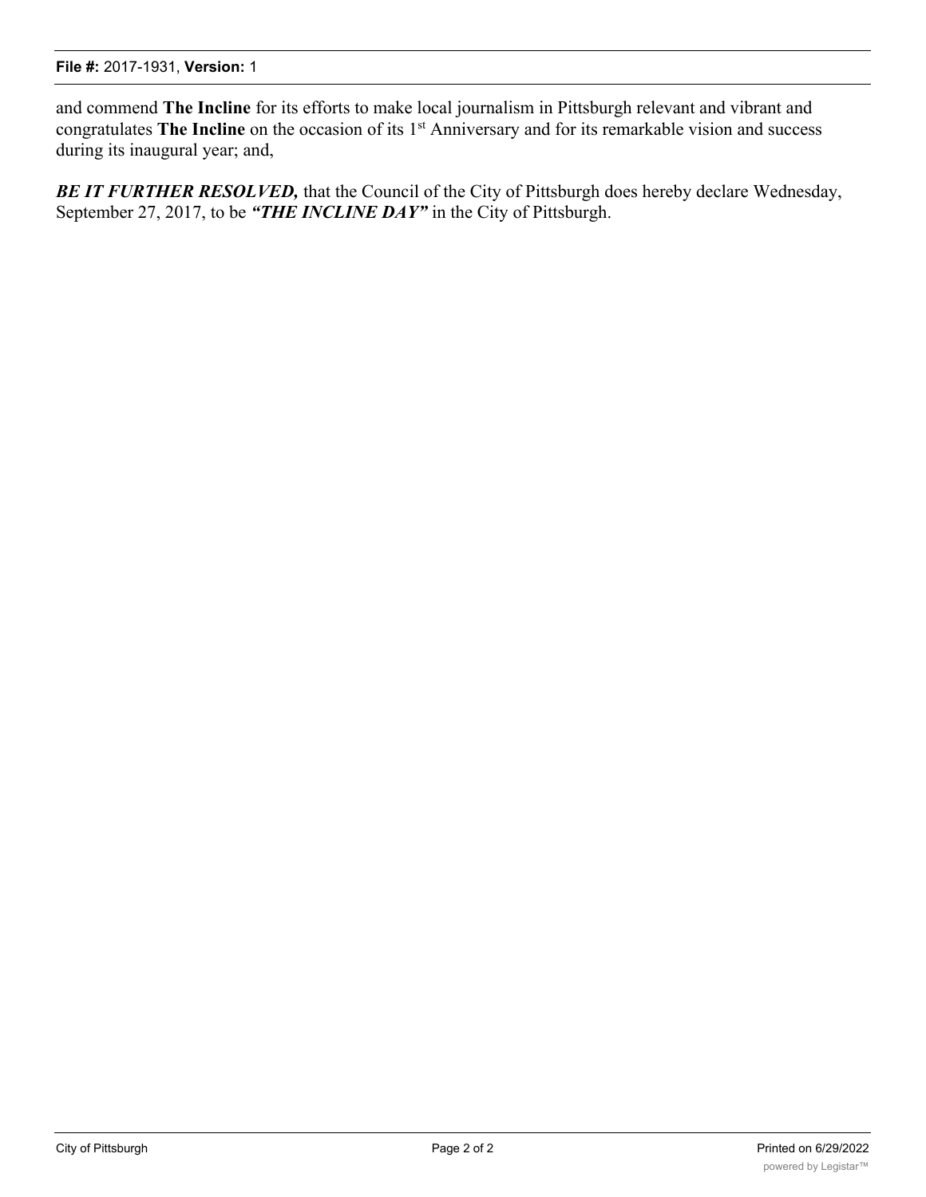and commend **The Incline** for its efforts to make local journalism in Pittsburgh relevant and vibrant and congratulates **The Incline** on the occasion of its 1st Anniversary and for its remarkable vision and success during its inaugural year; and,

***BE IT FURTHER RESOLVED,*** that the Council of the City of Pittsburgh does hereby declare Wednesday, September 27, 2017, to be ***"THE INCLINE DAY"*** in the City of Pittsburgh.